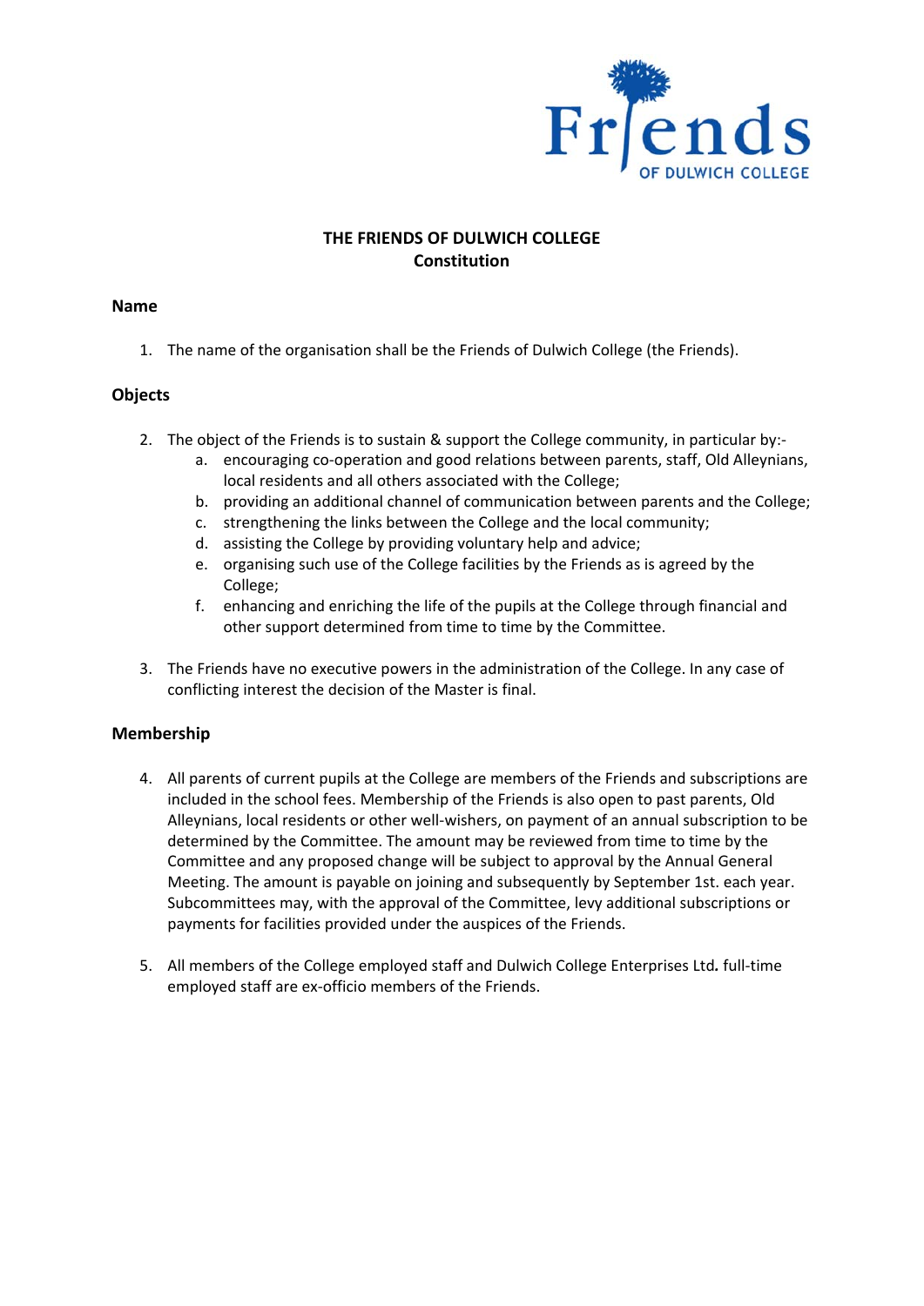# THE FRIENDS OF DULWICH COLLEGE
## Constitution

### Name

1. The name of the organisation shall be the Friends of Dulwich College (the Friends).

### Objects

2. The object of the Friends is to sustain & support the College community, in particular by:-
   a. encouraging co-operation and good relations between parents, staff, Old Alleynians, local residents and all others associated with the College;
   b. providing an additional channel of communication between parents and the College;
   c. strengthening the links between the College and the local community;
   d. assisting the College by providing voluntary help and advice;
   e. organising such use of the College facilities by the Friends as is agreed by the College;
   f. enhancing and enriching the life of the pupils at the College through financial and other support determined from time to time by the Committee.

3. The Friends have no executive powers in the administration of the College. In any case of conflicting interest the decision of the Master is final.

### Membership

4. All parents of current pupils at the College are members of the Friends and subscriptions are included in the school fees. Membership of the Friends is also open to past parents, Old Alleynians, local residents or other well-wishers, on payment of an annual subscription to be determined by the Committee. The amount may be reviewed from time to time by the Committee and any proposed change will be subject to approval by the Annual General Meeting. The amount is payable on joining and subsequently by September 1st. each year. Subcommittees may, with the approval of the Committee, levy additional subscriptions or payments for facilities provided under the auspices of the Friends.

5. All members of the College employed staff and Dulwich College Enterprises Ltd**.** full-time employed staff are ex-officio members of the Friends.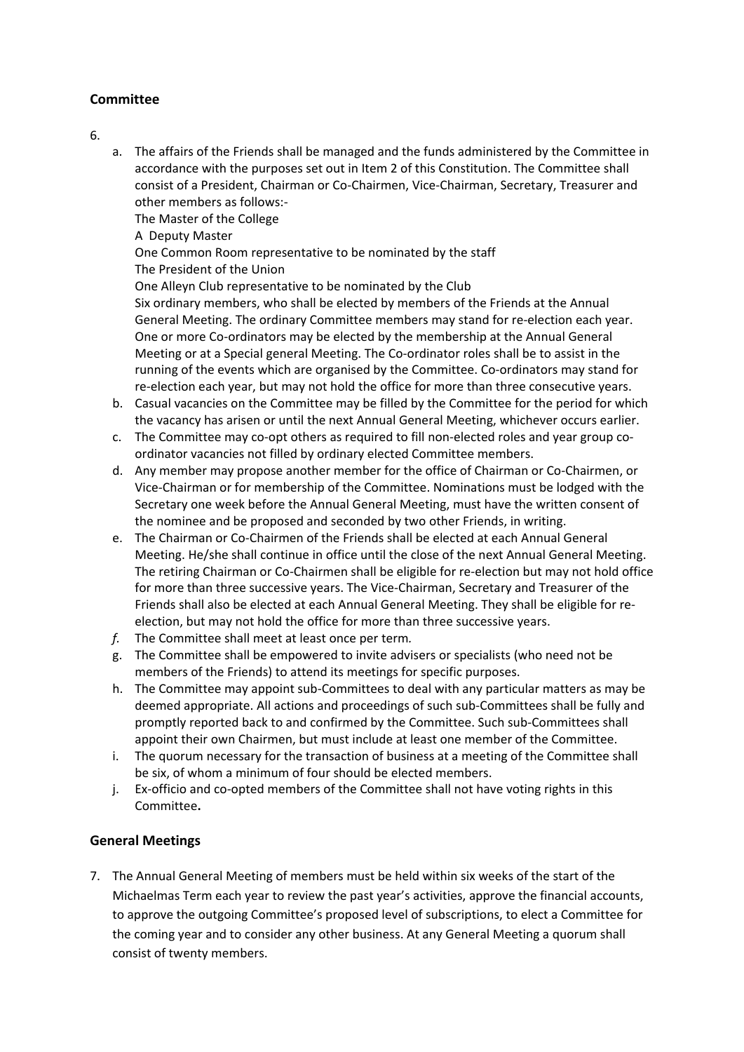### Committee

6.

a. The affairs of the Friends shall be managed and the funds administered by the Committee in accordance with the purposes set out in Item 2 of this Constitution. The Committee shall consist of a President, Chairman or Co-Chairmen, Vice-Chairman, Secretary, Treasurer and other members as follows:-
   The Master of the College
   A Deputy Master
   One Common Room representative to be nominated by the staff
   The President of the Union
   One Alleyn Club representative to be nominated by the Club
   Six ordinary members, who shall be elected by members of the Friends at the Annual General Meeting. The ordinary Committee members may stand for re-election each year.
   One or more Co-ordinators may be elected by the membership at the Annual General Meeting or at a Special general Meeting. The Co-ordinator roles shall be to assist in the running of the events which are organised by the Committee. Co-ordinators may stand for re-election each year, but may not hold the office for more than three consecutive years.
b. Casual vacancies on the Committee may be filled by the Committee for the period for which the vacancy has arisen or until the next Annual General Meeting, whichever occurs earlier.
c. The Committee may co-opt others as required to fill non-elected roles and year group co-ordinator vacancies not filled by ordinary elected Committee members.
d. Any member may propose another member for the office of Chairman or Co-Chairmen, or Vice-Chairman or for membership of the Committee. Nominations must be lodged with the Secretary one week before the Annual General Meeting, must have the written consent of the nominee and be proposed and seconded by two other Friends, in writing.
e. The Chairman or Co-Chairmen of the Friends shall be elected at each Annual General Meeting. He/she shall continue in office until the close of the next Annual General Meeting. The retiring Chairman or Co-Chairmen shall be eligible for re-election but may not hold office for more than three successive years. The Vice-Chairman, Secretary and Treasurer of the Friends shall also be elected at each Annual General Meeting. They shall be eligible for re-election, but may not hold the office for more than three successive years.
*f.* *The Committee shall meet at least once per term.*
g. The Committee shall be empowered to invite advisers or specialists (who need not be members of the Friends) to attend its meetings for specific purposes.
h. The Committee may appoint sub-Committees to deal with any particular matters as may be deemed appropriate. All actions and proceedings of such sub-Committees shall be fully and promptly reported back to and confirmed by the Committee. Such sub-Committees shall appoint their own Chairmen, but must include at least one member of the Committee.
i. The quorum necessary for the transaction of business at a meeting of the Committee shall be six, of whom a minimum of four should be elected members.
j. Ex-officio and co-opted members of the Committee shall not have voting rights in this Committee**.**

### General Meetings

7. The Annual General Meeting of members must be held within six weeks of the start of the Michaelmas Term each year to review the past year's activities, approve the financial accounts, to approve the outgoing Committee's proposed level of subscriptions, to elect a Committee for the coming year and to consider any other business. At any General Meeting a quorum shall consist of twenty members.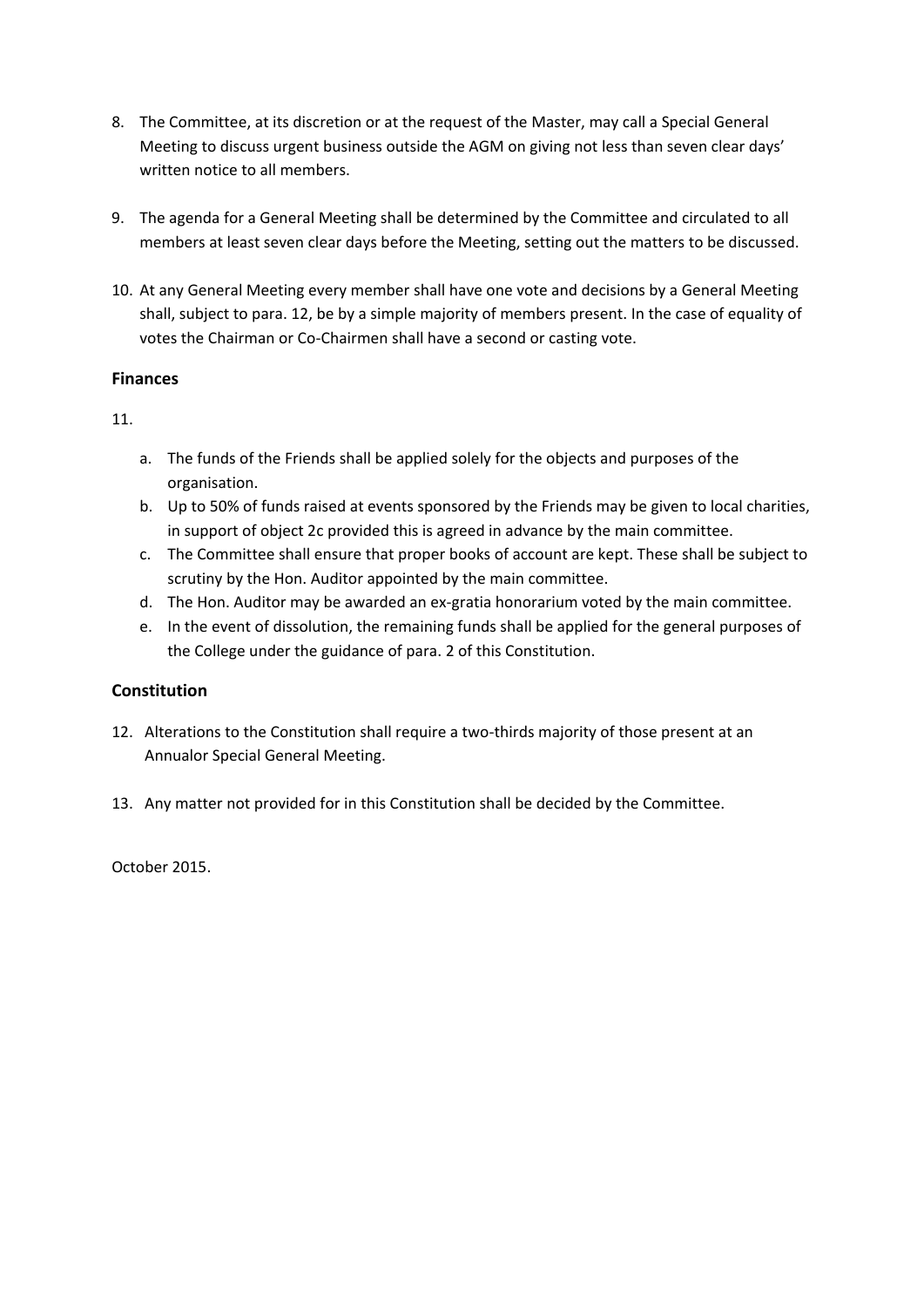8. The Committee, at its discretion or at the request of the Master, may call a Special General Meeting to discuss urgent business outside the AGM on giving not less than seven clear days' written notice to all members.

9. The agenda for a General Meeting shall be determined by the Committee and circulated to all members at least seven clear days before the Meeting, setting out the matters to be discussed.

10. At any General Meeting every member shall have one vote and decisions by a General Meeting shall, subject to para. 12, be by a simple majority of members present. In the case of equality of votes the Chairman or Co-Chairmen shall have a second or casting vote.

**Finances**

11.

   a. The funds of the Friends shall be applied solely for the objects and purposes of the organisation.
   b. Up to 50% of funds raised at events sponsored by the Friends may be given to local charities, in support of object 2c provided this is agreed in advance by the main committee.
   c. The Committee shall ensure that proper books of account are kept. These shall be subject to scrutiny by the Hon. Auditor appointed by the main committee.
   d. The Hon. Auditor may be awarded an ex-gratia honorarium voted by the main committee.
   e. In the event of dissolution, the remaining funds shall be applied for the general purposes of the College under the guidance of para. 2 of this Constitution.

**Constitution**

12. Alterations to the Constitution shall require a two-thirds majority of those present at an Annualor Special General Meeting.

13. Any matter not provided for in this Constitution shall be decided by the Committee.

October 2015.